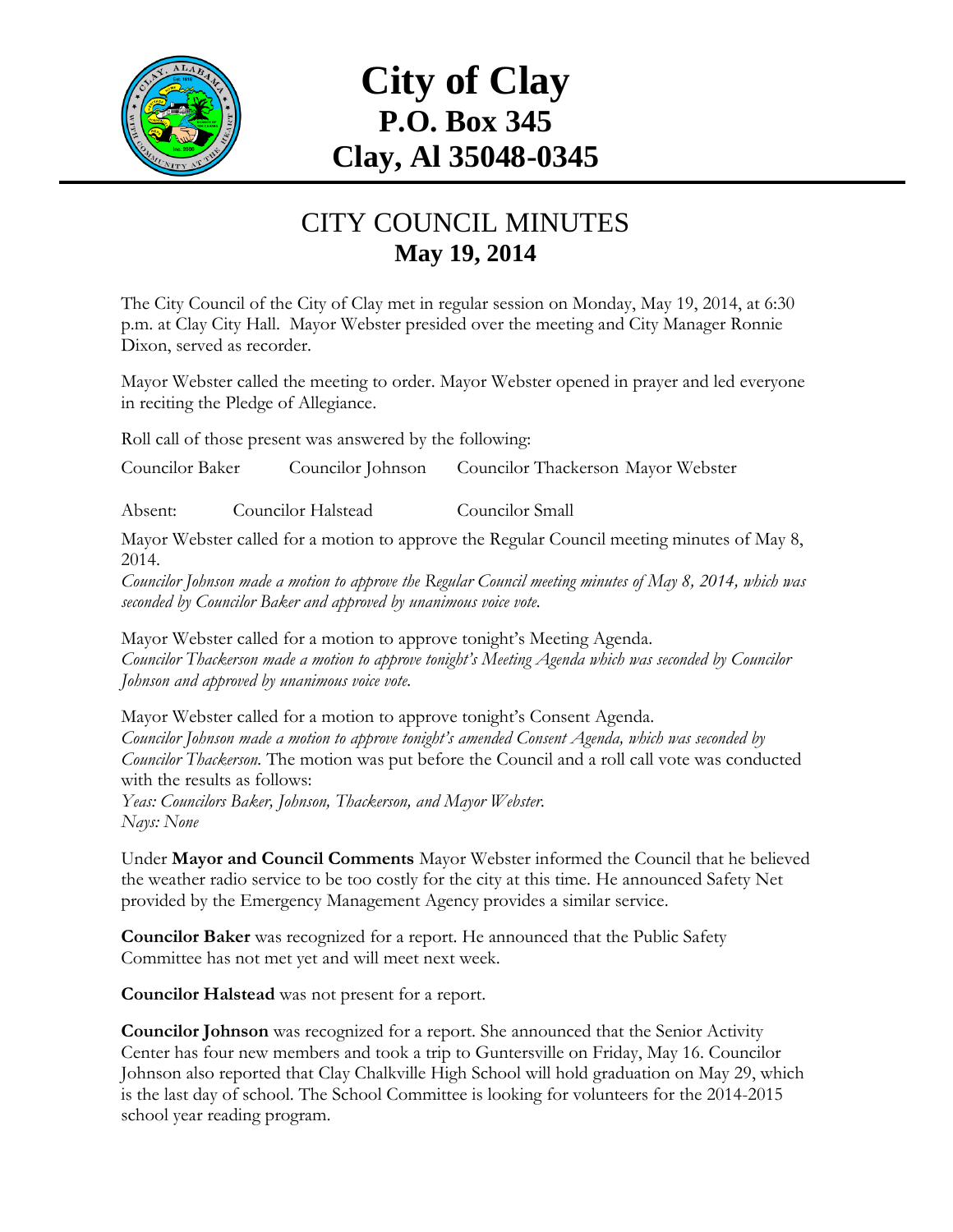# City of Clay
## P.O. Box 345
## Clay, Al 35048-0345

# CITY COUNCIL MINUTES
## May 19, 2014

The City Council of the City of Clay met in regular session on Monday, May 19, 2014, at 6:30 p.m. at Clay City Hall. Mayor Webster presided over the meeting and City Manager Ronnie Dixon, served as recorder.

Mayor Webster called the meeting to order. Mayor Webster opened in prayer and led everyone in reciting the Pledge of Allegiance.

Roll call of those present was answered by the following:

Councilor Baker Councilor Johnson Councilor Thackerson Mayor Webster

Absent: Councilor Halstead Councilor Small

Mayor Webster called for a motion to approve the Regular Council meeting minutes of May 8, 2014.
*Councilor Johnson made a motion to approve the Regular Council meeting minutes of May 8, 2014, which was seconded by Councilor Baker and approved by unanimous voice vote.*

Mayor Webster called for a motion to approve tonight's Meeting Agenda.
*Councilor Thackerson made a motion to approve tonight's Meeting Agenda which was seconded by Councilor Johnson and approved by unanimous voice vote.*

Mayor Webster called for a motion to approve tonight's Consent Agenda.
*Councilor Johnson made a motion to approve tonight's amended Consent Agenda, which was seconded by Councilor Thackerson.* The motion was put before the Council and a roll call vote was conducted with the results as follows:
*Yeas: Councilors Baker, Johnson, Thackerson, and Mayor Webster.*
*Nays: None*

Under **Mayor and Council Comments** Mayor Webster informed the Council that he believed the weather radio service to be too costly for the city at this time. He announced Safety Net provided by the Emergency Management Agency provides a similar service.

**Councilor Baker** was recognized for a report. He announced that the Public Safety Committee has not met yet and will meet next week.

**Councilor Halstead** was not present for a report.

**Councilor Johnson** was recognized for a report. She announced that the Senior Activity Center has four new members and took a trip to Guntersville on Friday, May 16. Councilor Johnson also reported that Clay Chalkville High School will hold graduation on May 29, which is the last day of school. The School Committee is looking for volunteers for the 2014-2015 school year reading program.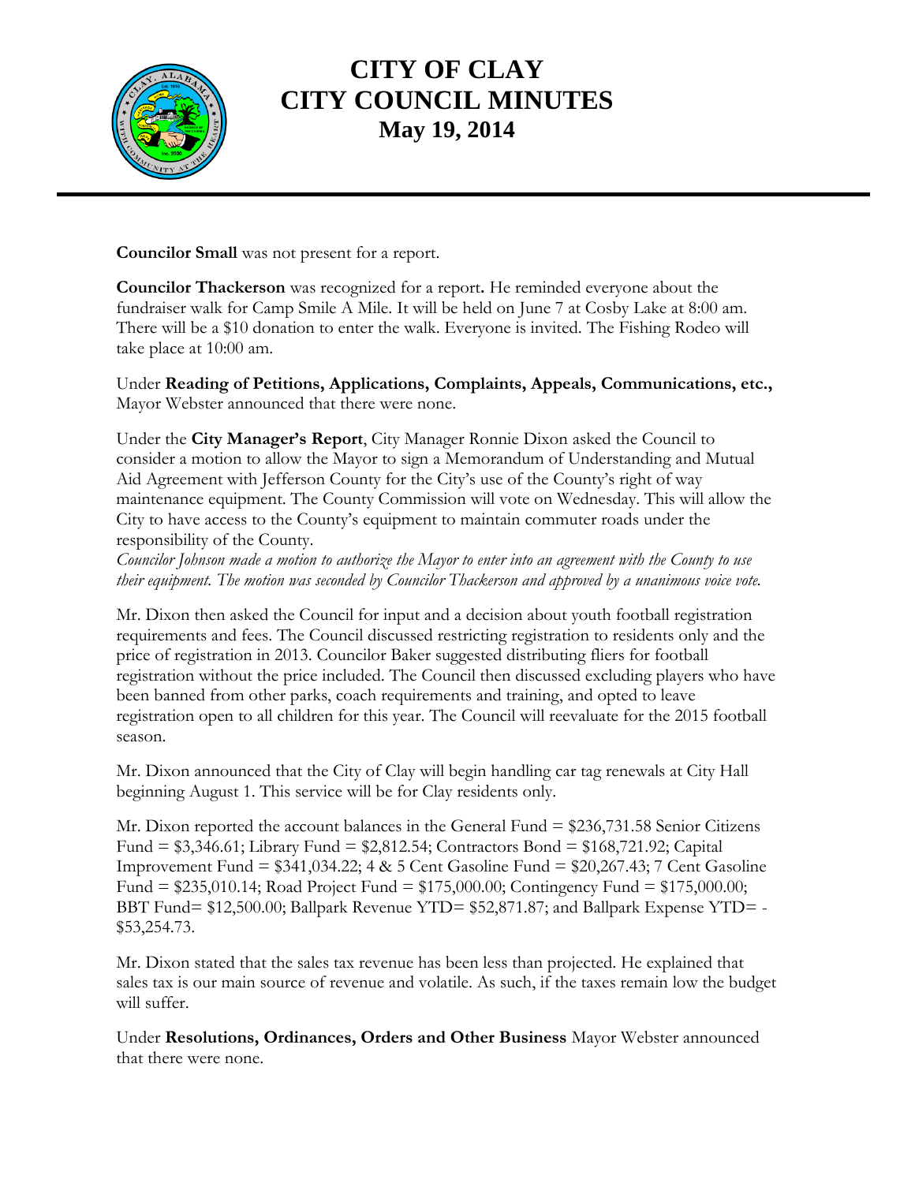# CITY OF CLAY
# CITY COUNCIL MINUTES
## May 19, 2014

**Councilor Small** was not present for a report.

**Councilor Thackerson** was recognized for a report**.** He reminded everyone about the fundraiser walk for Camp Smile A Mile. It will be held on June 7 at Cosby Lake at 8:00 am. There will be a $10 donation to enter the walk. Everyone is invited. The Fishing Rodeo will take place at 10:00 am.

Under **Reading of Petitions, Applications, Complaints, Appeals, Communications, etc.,** Mayor Webster announced that there were none.

Under the **City Manager's Report**, City Manager Ronnie Dixon asked the Council to consider a motion to allow the Mayor to sign a Memorandum of Understanding and Mutual Aid Agreement with Jefferson County for the City's use of the County's right of way maintenance equipment. The County Commission will vote on Wednesday. This will allow the City to have access to the County's equipment to maintain commuter roads under the responsibility of the County.
*Councilor Johnson made a motion to authorize the Mayor to enter into an agreement with the County to use their equipment. The motion was seconded by Councilor Thackerson and approved by a unanimous voice vote.*

Mr. Dixon then asked the Council for input and a decision about youth football registration requirements and fees. The Council discussed restricting registration to residents only and the price of registration in 2013. Councilor Baker suggested distributing fliers for football registration without the price included. The Council then discussed excluding players who have been banned from other parks, coach requirements and training, and opted to leave registration open to all children for this year. The Council will reevaluate for the 2015 football season.

Mr. Dixon announced that the City of Clay will begin handling car tag renewals at City Hall beginning August 1. This service will be for Clay residents only.

Mr. Dixon reported the account balances in the General Fund = $236,731.58 Senior Citizens Fund = $3,346.61; Library Fund = $2,812.54; Contractors Bond = $168,721.92; Capital Improvement Fund = $341,034.22; 4 & 5 Cent Gasoline Fund = $20,267.43; 7 Cent Gasoline Fund = $235,010.14; Road Project Fund = $175,000.00; Contingency Fund = $175,000.00; BBT Fund= $12,500.00; Ballpark Revenue YTD= $52,871.87; and Ballpark Expense YTD= -$53,254.73.

Mr. Dixon stated that the sales tax revenue has been less than projected. He explained that sales tax is our main source of revenue and volatile. As such, if the taxes remain low the budget will suffer.

Under **Resolutions, Ordinances, Orders and Other Business** Mayor Webster announced that there were none.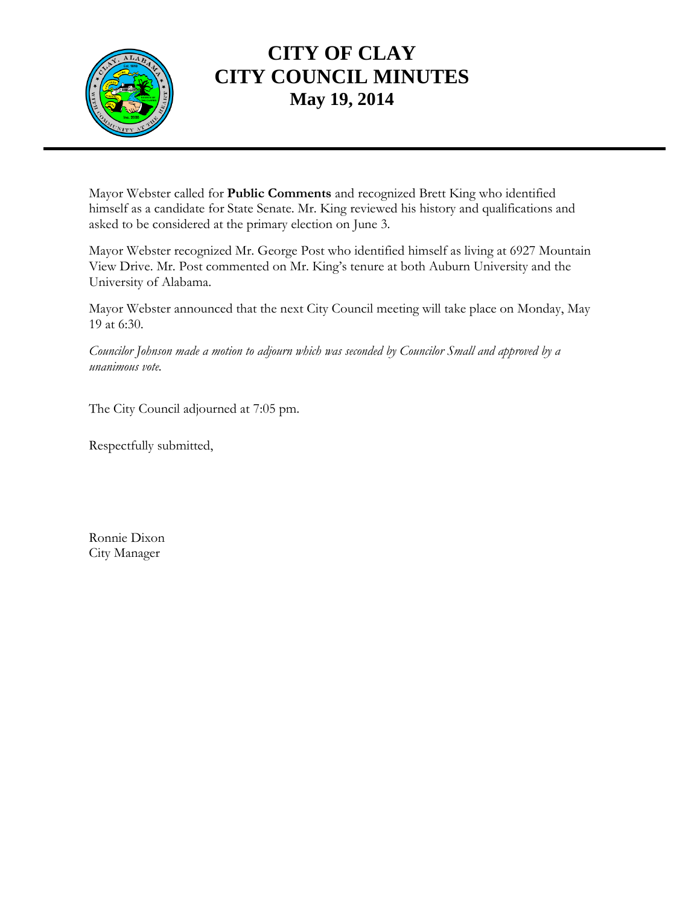# CITY OF CLAY
# CITY COUNCIL MINUTES
## May 19, 2014

Mayor Webster called for **Public Comments** and recognized Brett King who identified himself as a candidate for State Senate. Mr. King reviewed his history and qualifications and asked to be considered at the primary election on June 3.

Mayor Webster recognized Mr. George Post who identified himself as living at 6927 Mountain View Drive. Mr. Post commented on Mr. King's tenure at both Auburn University and the University of Alabama.

Mayor Webster announced that the next City Council meeting will take place on Monday, May 19 at 6:30.

*Councilor Johnson made a motion to adjourn which was seconded by Councilor Small and approved by a unanimous vote.*

The City Council adjourned at 7:05 pm.

Respectfully submitted,

Ronnie Dixon
City Manager